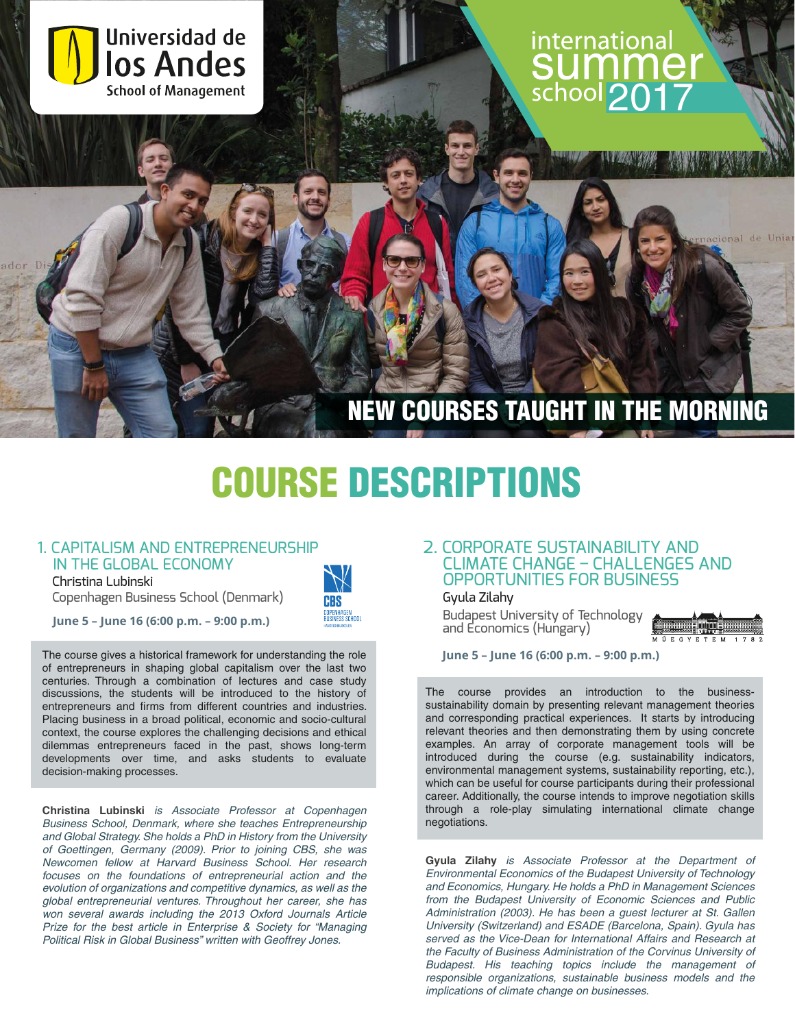Universidad de los Andes
School of Management

international summer school 2017

NEW COURSES TAUGHT IN THE MORNING

# COURSE DESCRIPTIONS

## 1. CAPITALISM AND ENTREPRENEURSHIP IN THE GLOBAL ECONOMY

Christina Lubinski

Copenhagen Business School (Denmark)

**June 5 – June 16 (6:00 p.m. – 9:00 p.m.)**

The course gives a historical framework for understanding the role of entrepreneurs in shaping global capitalism over the last two centuries. Through a combination of lectures and case study discussions, the students will be introduced to the history of entrepreneurs and firms from different countries and industries. Placing business in a broad political, economic and socio-cultural context, the course explores the challenging decisions and ethical dilemmas entrepreneurs faced in the past, shows long-term developments over time, and asks students to evaluate decision-making processes.

**Christina Lubinski** *is Associate Professor at Copenhagen Business School, Denmark, where she teaches Entrepreneurship and Global Strategy. She holds a PhD in History from the University of Goettingen, Germany (2009). Prior to joining CBS, she was Newcomen fellow at Harvard Business School. Her research focuses on the foundations of entrepreneurial action and the evolution of organizations and competitive dynamics, as well as the global entrepreneurial ventures. Throughout her career, she has won several awards including the 2013 Oxford Journals Article Prize for the best article in Enterprise & Society for "Managing Political Risk in Global Business" written with Geoffrey Jones.*

## 2. CORPORATE SUSTAINABILITY AND CLIMATE CHANGE – CHALLENGES AND OPPORTUNITIES FOR BUSINESS

Gyula Zilahy

Budapest University of Technology and Economics (Hungary)

**June 5 – June 16 (6:00 p.m. – 9:00 p.m.)**

The course provides an introduction to the business-sustainability domain by presenting relevant management theories and corresponding practical experiences. It starts by introducing relevant theories and then demonstrating them by using concrete examples. An array of corporate management tools will be introduced during the course (e.g. sustainability indicators, environmental management systems, sustainability reporting, etc.), which can be useful for course participants during their professional career. Additionally, the course intends to improve negotiation skills through a role-play simulating international climate change negotiations.

**Gyula Zilahy** *is Associate Professor at the Department of Environmental Economics of the Budapest University of Technology and Economics, Hungary. He holds a PhD in Management Sciences from the Budapest University of Economic Sciences and Public Administration (2003). He has been a guest lecturer at St. Gallen University (Switzerland) and ESADE (Barcelona, Spain). Gyula has served as the Vice-Dean for International Affairs and Research at the Faculty of Business Administration of the Corvinus University of Budapest. His teaching topics include the management of responsible organizations, sustainable business models and the implications of climate change on businesses.*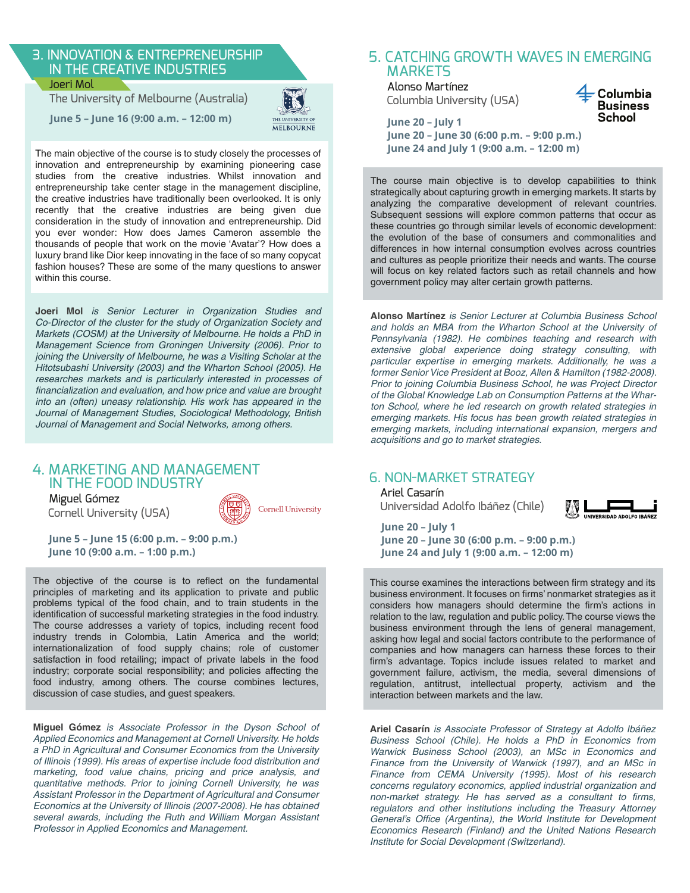## 3. INNOVATION & ENTREPRENEURSHIP IN THE CREATIVE INDUSTRIES

Joeri Mol

The University of Melbourne (Australia)

**June 5 – June 16 (9:00 a.m. – 12:00 m)**

The main objective of the course is to study closely the processes of innovation and entrepreneurship by examining pioneering case studies from the creative industries. Whilst innovation and entrepreneurship take center stage in the management discipline, the creative industries have traditionally been overlooked. It is only recently that the creative industries are being given due consideration in the study of innovation and entrepreneurship. Did you ever wonder: How does James Cameron assemble the thousands of people that work on the movie 'Avatar'? How does a luxury brand like Dior keep innovating in the face of so many copycat fashion houses? These are some of the many questions to answer within this course.

**Joeri Mol** *is Senior Lecturer in Organization Studies and Co-Director of the cluster for the study of Organization Society and Markets (COSM) at the University of Melbourne. He holds a PhD in Management Science from Groningen University (2006). Prior to joining the University of Melbourne, he was a Visiting Scholar at the Hitotsubashi University (2003) and the Wharton School (2005). He researches markets and is particularly interested in processes of financialization and evaluation, and how price and value are brought into an (often) uneasy relationship. His work has appeared in the Journal of Management Studies, Sociological Methodology, British Journal of Management and Social Networks, among others.*

## 4. MARKETING AND MANAGEMENT IN THE FOOD INDUSTRY

Miguel Gómez

Cornell University (USA)

**June 5 – June 15 (6:00 p.m. – 9:00 p.m.)**
**June 10 (9:00 a.m. – 1:00 p.m.)**

The objective of the course is to reflect on the fundamental principles of marketing and its application to private and public problems typical of the food chain, and to train students in the identification of successful marketing strategies in the food industry. The course addresses a variety of topics, including recent food industry trends in Colombia, Latin America and the world; internationalization of food supply chains; role of customer satisfaction in food retailing; impact of private labels in the food industry; corporate social responsibility; and policies affecting the food industry, among others. The course combines lectures, discussion of case studies, and guest speakers.

**Miguel Gómez** *is Associate Professor in the Dyson School of Applied Economics and Management at Cornell University. He holds a PhD in Agricultural and Consumer Economics from the University of Illinois (1999). His areas of expertise include food distribution and marketing, food value chains, pricing and price analysis, and quantitative methods. Prior to joining Cornell University, he was Assistant Professor in the Department of Agricultural and Consumer Economics at the University of Illinois (2007-2008). He has obtained several awards, including the Ruth and William Morgan Assistant Professor in Applied Economics and Management.*

## 5. CATCHING GROWTH WAVES IN EMERGING MARKETS

Alonso Martínez

Columbia University (USA)

**June 20 – July 1**
**June 20 – June 30 (6:00 p.m. – 9:00 p.m.)**
**June 24 and July 1 (9:00 a.m. – 12:00 m)**

The course main objective is to develop capabilities to think strategically about capturing growth in emerging markets. It starts by analyzing the comparative development of relevant countries. Subsequent sessions will explore common patterns that occur as these countries go through similar levels of economic development: the evolution of the base of consumers and commonalities and differences in how internal consumption evolves across countries and cultures as people prioritize their needs and wants. The course will focus on key related factors such as retail channels and how government policy may alter certain growth patterns.

**Alonso Martínez** *is Senior Lecturer at Columbia Business School and holds an MBA from the Wharton School at the University of Pennsylvania (1982). He combines teaching and research with extensive global experience doing strategy consulting, with particular expertise in emerging markets. Additionally, he was a former Senior Vice President at Booz, Allen & Hamilton (1982-2008). Prior to joining Columbia Business School, he was Project Director of the Global Knowledge Lab on Consumption Patterns at the Wharton School, where he led research on growth related strategies in emerging markets. His focus has been growth related strategies in emerging markets, including international expansion, mergers and acquisitions and go to market strategies.*

## 6. NON-MARKET STRATEGY

Ariel Casarín

Universidad Adolfo Ibáñez (Chile)

**June 20 – July 1**
**June 20 – June 30 (6:00 p.m. – 9:00 p.m.)**
**June 24 and July 1 (9:00 a.m. – 12:00 m)**

This course examines the interactions between firm strategy and its business environment. It focuses on firms' nonmarket strategies as it considers how managers should determine the firm's actions in relation to the law, regulation and public policy. The course views the business environment through the lens of general management, asking how legal and social factors contribute to the performance of companies and how managers can harness these forces to their firm's advantage. Topics include issues related to market and government failure, activism, the media, several dimensions of regulation, antitrust, intellectual property, activism and the interaction between markets and the law.

**Ariel Casarín** *is Associate Professor of Strategy at Adolfo Ibáñez Business School (Chile). He holds a PhD in Economics from Warwick Business School (2003), an MSc in Economics and Finance from the University of Warwick (1997), and an MSc in Finance from CEMA University (1995). Most of his research concerns regulatory economics, applied industrial organization and non-market strategy. He has served as a consultant to firms, regulators and other institutions including the Treasury Attorney General's Office (Argentina), the World Institute for Development Economics Research (Finland) and the United Nations Research Institute for Social Development (Switzerland).*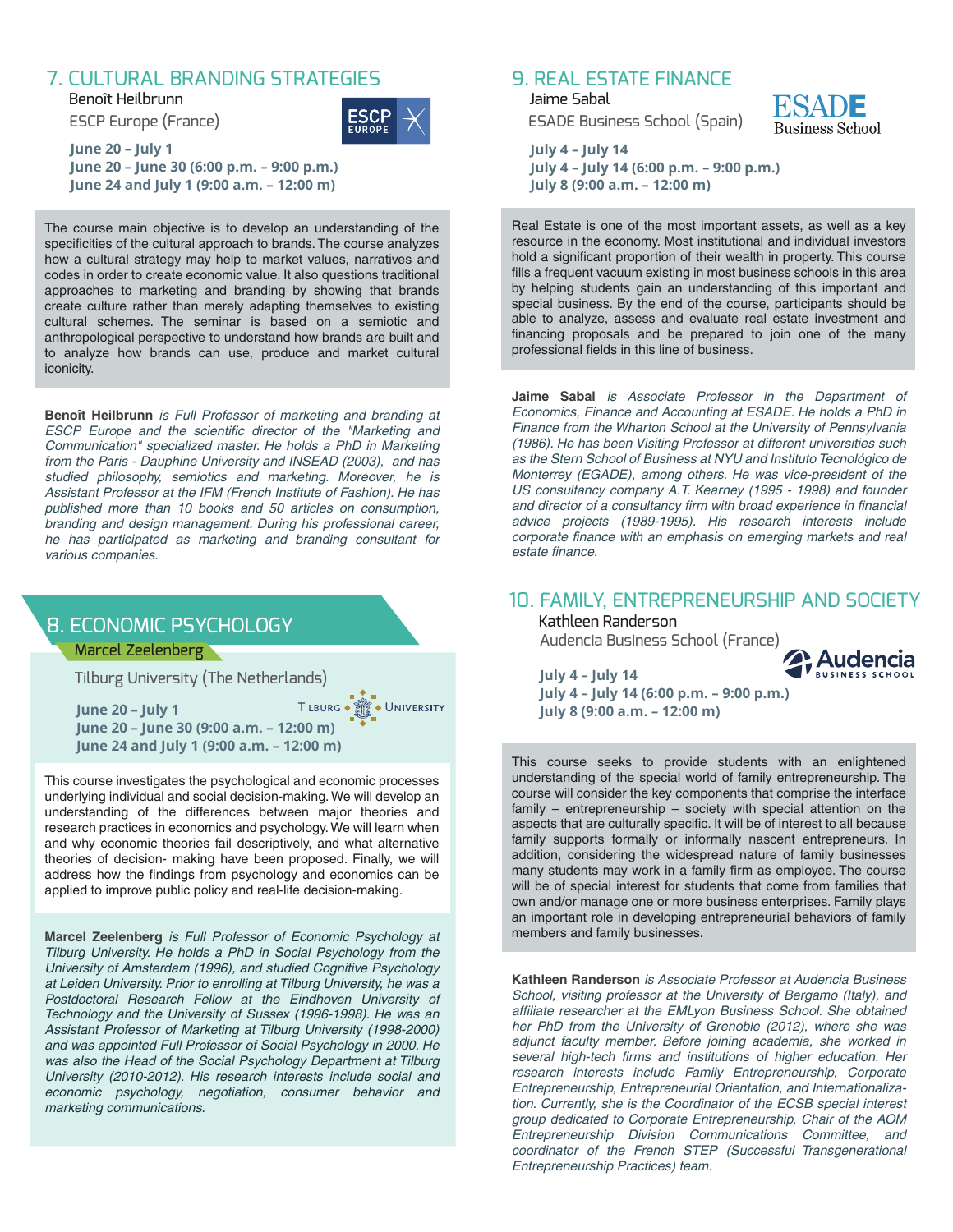## 7. CULTURAL BRANDING STRATEGIES

Benoît Heilbrunn

ESCP Europe (France)

**June 20 – July 1**
**June 20 – June 30 (6:00 p.m. – 9:00 p.m.)**
**June 24 and July 1 (9:00 a.m. – 12:00 m)**

The course main objective is to develop an understanding of the specificities of the cultural approach to brands. The course analyzes how a cultural strategy may help to market values, narratives and codes in order to create economic value. It also questions traditional approaches to marketing and branding by showing that brands create culture rather than merely adapting themselves to existing cultural schemes. The seminar is based on a semiotic and anthropological perspective to understand how brands are built and to analyze how brands can use, produce and market cultural iconicity.

**Benoît Heilbrunn** *is Full Professor of marketing and branding at ESCP Europe and the scientific director of the "Marketing and Communication" specialized master. He holds a PhD in Marketing from the Paris - Dauphine University and INSEAD (2003), and has studied philosophy, semiotics and marketing. Moreover, he is Assistant Professor at the IFM (French Institute of Fashion). He has published more than 10 books and 50 articles on consumption, branding and design management. During his professional career, he has participated as marketing and branding consultant for various companies.*

## 8. ECONOMIC PSYCHOLOGY

Marcel Zeelenberg

Tilburg University (The Netherlands)

**June 20 – July 1**
**June 20 – June 30 (9:00 a.m. – 12:00 m)**
**June 24 and July 1 (9:00 a.m. – 12:00 m)**

This course investigates the psychological and economic processes underlying individual and social decision-making. We will develop an understanding of the differences between major theories and research practices in economics and psychology. We will learn when and why economic theories fail descriptively, and what alternative theories of decision- making have been proposed. Finally, we will address how the findings from psychology and economics can be applied to improve public policy and real-life decision-making.

**Marcel Zeelenberg** *is Full Professor of Economic Psychology at Tilburg University. He holds a PhD in Social Psychology from the University of Amsterdam (1996), and studied Cognitive Psychology at Leiden University. Prior to enrolling at Tilburg University, he was a Postdoctoral Research Fellow at the Eindhoven University of Technology and the University of Sussex (1996-1998). He was an Assistant Professor of Marketing at Tilburg University (1998-2000) and was appointed Full Professor of Social Psychology in 2000. He was also the Head of the Social Psychology Department at Tilburg University (2010-2012). His research interests include social and economic psychology, negotiation, consumer behavior and marketing communications.*

## 9. REAL ESTATE FINANCE

Jaime Sabal

ESADE Business School (Spain)

**July 4 – July 14**
**July 4 – July 14 (6:00 p.m. – 9:00 p.m.)**
**July 8 (9:00 a.m. – 12:00 m)**

Real Estate is one of the most important assets, as well as a key resource in the economy. Most institutional and individual investors hold a significant proportion of their wealth in property. This course fills a frequent vacuum existing in most business schools in this area by helping students gain an understanding of this important and special business. By the end of the course, participants should be able to analyze, assess and evaluate real estate investment and financing proposals and be prepared to join one of the many professional fields in this line of business.

**Jaime Sabal** *is Associate Professor in the Department of Economics, Finance and Accounting at ESADE. He holds a PhD in Finance from the Wharton School at the University of Pennsylvania (1986). He has been Visiting Professor at different universities such as the Stern School of Business at NYU and Instituto Tecnológico de Monterrey (EGADE), among others. He was vice-president of the US consultancy company A.T. Kearney (1995 - 1998) and founder and director of a consultancy firm with broad experience in financial advice projects (1989-1995). His research interests include corporate finance with an emphasis on emerging markets and real estate finance.*

## 10. FAMILY, ENTREPRENEURSHIP AND SOCIETY

Kathleen Randerson

Audencia Business School (France)

**July 4 – July 14**
**July 4 – July 14 (6:00 p.m. – 9:00 p.m.)**
**July 8 (9:00 a.m. – 12:00 m)**

This course seeks to provide students with an enlightened understanding of the special world of family entrepreneurship. The course will consider the key components that comprise the interface family – entrepreneurship – society with special attention on the aspects that are culturally specific. It will be of interest to all because family supports formally or informally nascent entrepreneurs. In addition, considering the widespread nature of family businesses many students may work in a family firm as employee. The course will be of special interest for students that come from families that own and/or manage one or more business enterprises. Family plays an important role in developing entrepreneurial behaviors of family members and family businesses.

**Kathleen Randerson** *is Associate Professor at Audencia Business School, visiting professor at the University of Bergamo (Italy), and affiliate researcher at the EMLyon Business School. She obtained her PhD from the University of Grenoble (2012), where she was adjunct faculty member. Before joining academia, she worked in several high-tech firms and institutions of higher education. Her research interests include Family Entrepreneurship, Corporate Entrepreneurship, Entrepreneurial Orientation, and Internationalization. Currently, she is the Coordinator of the ECSB special interest group dedicated to Corporate Entrepreneurship, Chair of the AOM Entrepreneurship Division Communications Committee, and coordinator of the French STEP (Successful Transgenerational Entrepreneurship Practices) team.*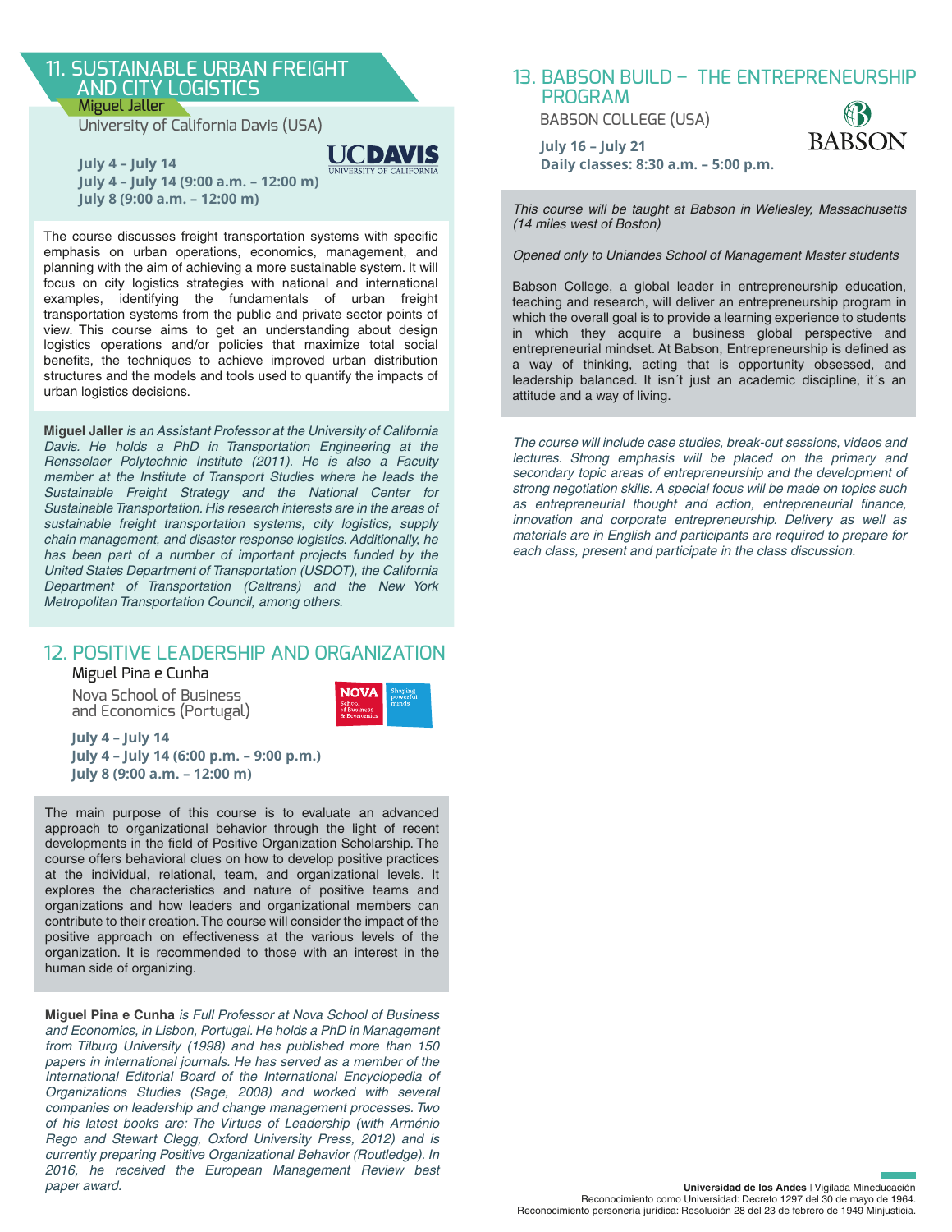## 11. SUSTAINABLE URBAN FREIGHT AND CITY LOGISTICS

Miguel Jaller

University of California Davis (USA)

**July 4 – July 14**
**July 4 – July 14 (9:00 a.m. – 12:00 m)**
**July 8 (9:00 a.m. – 12:00 m)**

The course discusses freight transportation systems with specific emphasis on urban operations, economics, management, and planning with the aim of achieving a more sustainable system. It will focus on city logistics strategies with national and international examples, identifying the fundamentals of urban freight transportation systems from the public and private sector points of view. This course aims to get an understanding about design logistics operations and/or policies that maximize total social benefits, the techniques to achieve improved urban distribution structures and the models and tools used to quantify the impacts of urban logistics decisions.

**Miguel Jaller** *is an Assistant Professor at the University of California Davis. He holds a PhD in Transportation Engineering at the Rensselaer Polytechnic Institute (2011). He is also a Faculty member at the Institute of Transport Studies where he leads the Sustainable Freight Strategy and the National Center for Sustainable Transportation. His research interests are in the areas of sustainable freight transportation systems, city logistics, supply chain management, and disaster response logistics. Additionally, he has been part of a number of important projects funded by the United States Department of Transportation (USDOT), the California Department of Transportation (Caltrans) and the New York Metropolitan Transportation Council, among others.*

## 12. POSITIVE LEADERSHIP AND ORGANIZATION

Miguel Pina e Cunha

Nova School of Business and Economics (Portugal)

**July 4 – July 14**
**July 4 – July 14 (6:00 p.m. – 9:00 p.m.)**
**July 8 (9:00 a.m. – 12:00 m)**

The main purpose of this course is to evaluate an advanced approach to organizational behavior through the light of recent developments in the field of Positive Organization Scholarship. The course offers behavioral clues on how to develop positive practices at the individual, relational, team, and organizational levels. It explores the characteristics and nature of positive teams and organizations and how leaders and organizational members can contribute to their creation. The course will consider the impact of the positive approach on effectiveness at the various levels of the organization. It is recommended to those with an interest in the human side of organizing.

**Miguel Pina e Cunha** *is Full Professor at Nova School of Business and Economics, in Lisbon, Portugal. He holds a PhD in Management from Tilburg University (1998) and has published more than 150 papers in international journals. He has served as a member of the International Editorial Board of the International Encyclopedia of Organizations Studies (Sage, 2008) and worked with several companies on leadership and change management processes. Two of his latest books are: The Virtues of Leadership (with Arménio Rego and Stewart Clegg, Oxford University Press, 2012) and is currently preparing Positive Organizational Behavior (Routledge). In 2016, he received the European Management Review best paper award.*

## 13. BABSON BUILD – THE ENTREPRENEURSHIP PROGRAM

BABSON COLLEGE (USA)

**July 16 – July 21**
**Daily classes: 8:30 a.m. – 5:00 p.m.**

*This course will be taught at Babson in Wellesley, Massachusetts (14 miles west of Boston)*

*Opened only to Uniandes School of Management Master students*

Babson College, a global leader in entrepreneurship education, teaching and research, will deliver an entrepreneurship program in which the overall goal is to provide a learning experience to students in which they acquire a business global perspective and entrepreneurial mindset. At Babson, Entrepreneurship is defined as a way of thinking, acting that is opportunity obsessed, and leadership balanced. It isn´t just an academic discipline, it´s an attitude and a way of living.

*The course will include case studies, break-out sessions, videos and lectures. Strong emphasis will be placed on the primary and secondary topic areas of entrepreneurship and the development of strong negotiation skills. A special focus will be made on topics such as entrepreneurial thought and action, entrepreneurial finance, innovation and corporate entrepreneurship. Delivery as well as materials are in English and participants are required to prepare for each class, present and participate in the class discussion.*

**Universidad de los Andes** | Vigilada Mineducación
Reconocimiento como Universidad: Decreto 1297 del 30 de mayo de 1964.
Reconocimiento personería jurídica: Resolución 28 del 23 de febrero de 1949 Minjusticia.